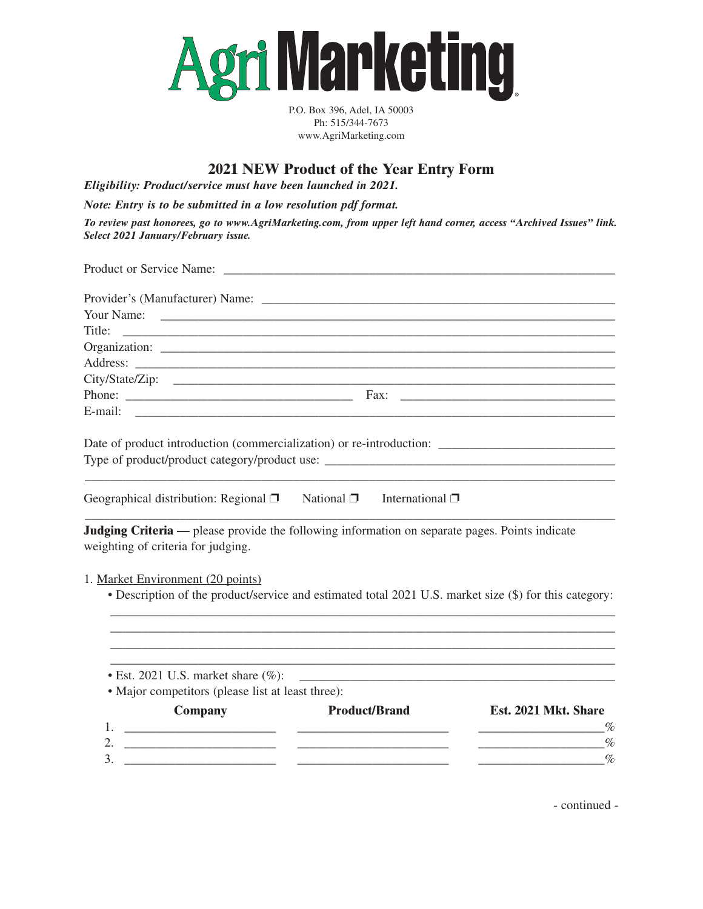# AgriMarketing

P.O. Box 396, Adel, IA 50003
Ph: 515/344-7673
www.AgriMarketing.com

## 2021 NEW Product of the Year Entry Form

***Eligibility: Product/service must have been launched in 2021.***

***Note: Entry is to be submitted in a low resolution pdf format.***

***To review past honorees, go to www.AgriMarketing.com, from upper left hand corner, access "Archived Issues" link. Select 2021 January/February issue.***

Product or Service Name: ______________________________

Provider's (Manufacturer) Name: ______________________________
Your Name: ______________________________
Title: ______________________________
Organization: ______________________________
Address: ______________________________
City/State/Zip: ______________________________
Phone: ______________________________ Fax: ______________________________
E-mail: ______________________________

Date of product introduction (commercialization) or re-introduction: ______________________________
Type of product/product category/product use: ______________________________
______________________________

Geographical distribution: Regional ❐ National ❐ International ❐

**Judging Criteria —** please provide the following information on separate pages. Points indicate weighting of criteria for judging.

1. Market Environment (20 points)
   - Description of the product/service and estimated total 2021 U.S. market size ($) for this category:
     ______________________________
     ______________________________
     ______________________________
     ______________________________
   - Est. 2021 U.S. market share (%): ______________________________
   - Major competitors (please list at least three):

| | Company | Product/Brand | Est. 2021 Mkt. Share |
|---|---|---|---|
| 1. | ____________ | ____________ | ____________% |
| 2. | ____________ | ____________ | ____________% |
| 3. | ____________ | ____________ | ____________% |

- continued -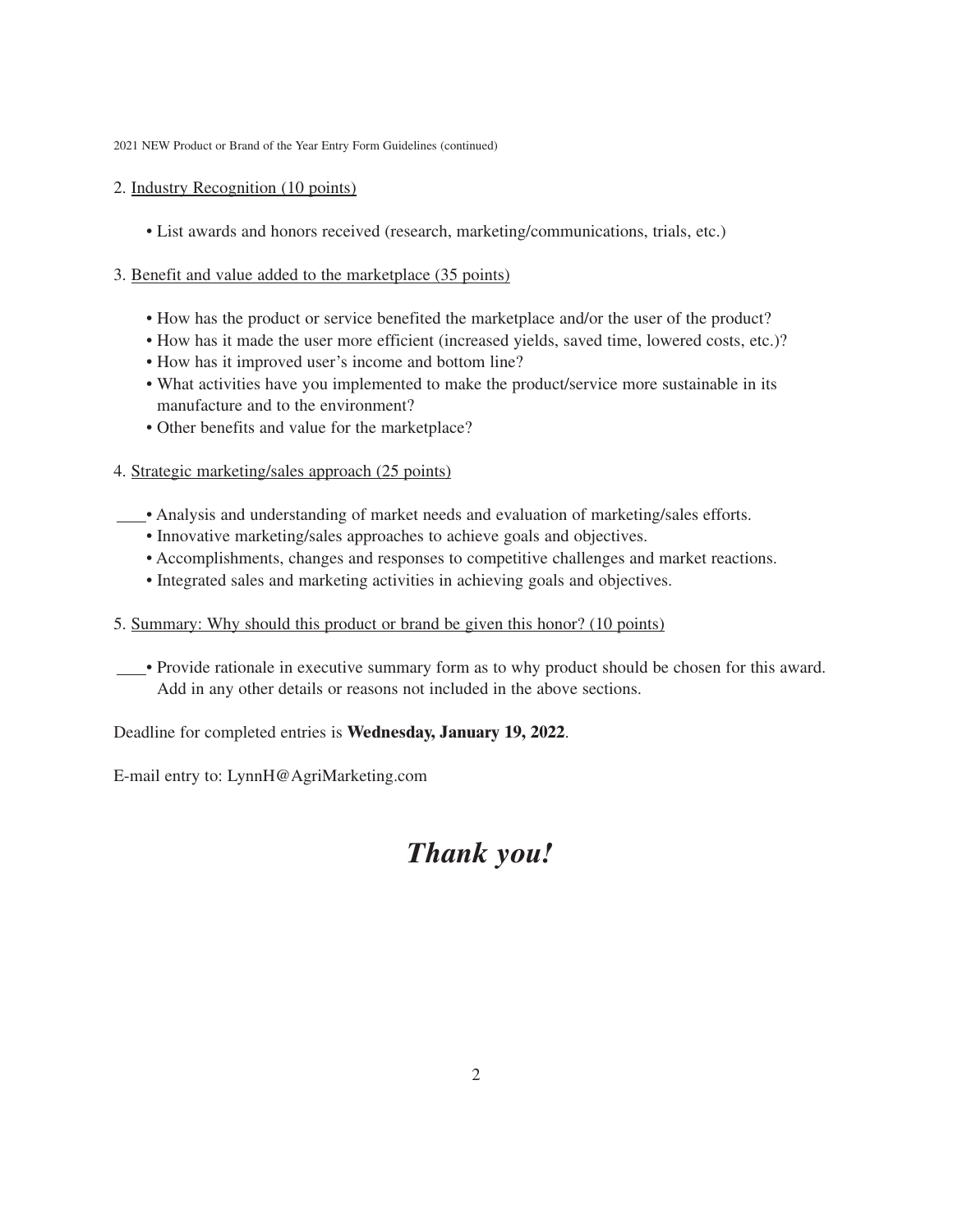2. Industry Recognition (10 points)

- List awards and honors received (research, marketing/communications, trials, etc.)

3. Benefit and value added to the marketplace (35 points)

- How has the product or service benefited the marketplace and/or the user of the product?
- How has it made the user more efficient (increased yields, saved time, lowered costs, etc.)?
- How has it improved user's income and bottom line?
- What activities have you implemented to make the product/service more sustainable in its manufacture and to the environment?
- Other benefits and value for the marketplace?

4. Strategic marketing/sales approach (25 points)

- Analysis and understanding of market needs and evaluation of marketing/sales efforts.
- Innovative marketing/sales approaches to achieve goals and objectives.
- Accomplishments, changes and responses to competitive challenges and market reactions.
- Integrated sales and marketing activities in achieving goals and objectives.

5. Summary: Why should this product or brand be given this honor? (10 points)

- Provide rationale in executive summary form as to why product should be chosen for this award. Add in any other details or reasons not included in the above sections.

Deadline for completed entries is **Wednesday, January 19, 2022**.

E-mail entry to: LynnH@AgriMarketing.com

## ***Thank you!***